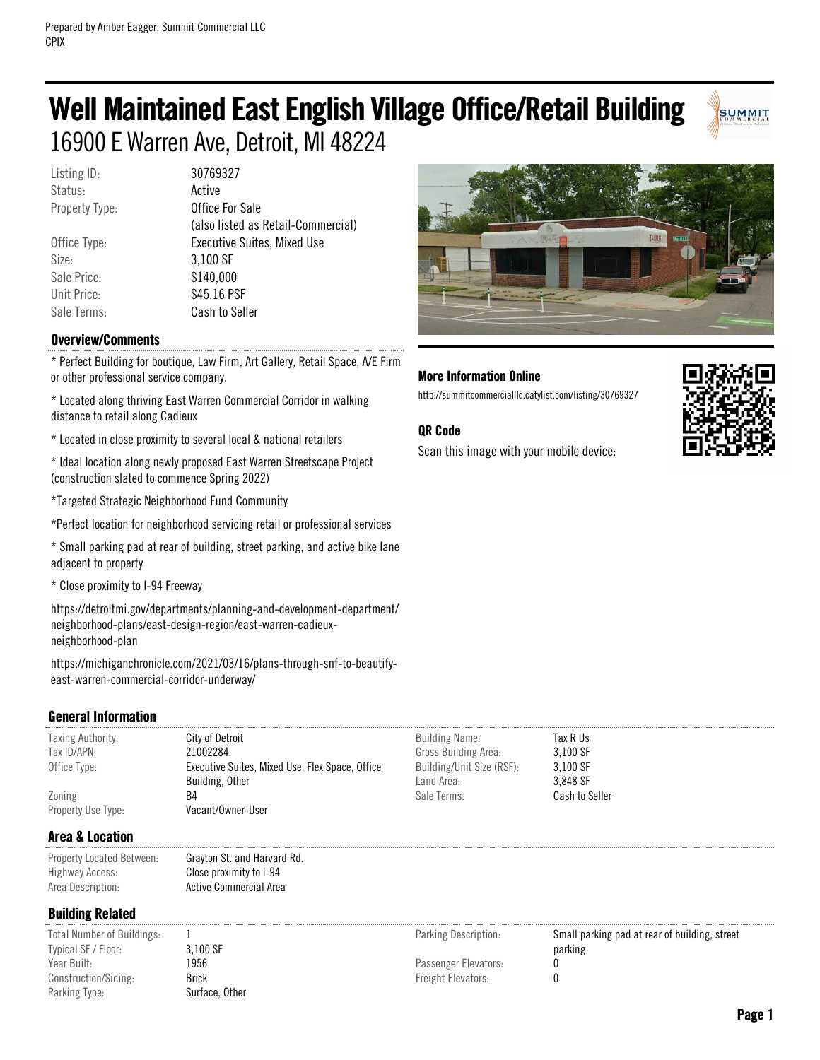Prepared by Amber Eagger, Summit Commercial LLC
CPIX

# Well Maintained East English Village Office/Retail Building

## 16900 E Warren Ave, Detroit, MI 48224

| | |
|---|---|
| Listing ID: | 30769327 |
| Status: | Active |
| Property Type: | Office For Sale (also listed as Retail-Commercial) |
| Office Type: | Executive Suites, Mixed Use |
| Size: | 3,100 SF |
| Sale Price: | $140,000 |
| Unit Price: | $45.16 PSF |
| Sale Terms: | Cash to Seller |

### Overview/Comments

* Perfect Building for boutique, Law Firm, Art Gallery, Retail Space, A/E Firm or other professional service company.

* Located along thriving East Warren Commercial Corridor in walking distance to retail along Cadieux

* Located in close proximity to several local & national retailers

* Ideal location along newly proposed East Warren Streetscape Project (construction slated to commence Spring 2022)

*Targeted Strategic Neighborhood Fund Community

*Perfect location for neighborhood servicing retail or professional services

* Small parking pad at rear of building, street parking, and active bike lane adjacent to property

* Close proximity to I-94 Freeway

https://detroitmi.gov/departments/planning-and-development-department/neighborhood-plans/east-design-region/east-warren-cadieux-neighborhood-plan

https://michiganchronicle.com/2021/03/16/plans-through-snf-to-beautify-east-warren-commercial-corridor-underway/

### More Information Online

http://summitcommercialllc.catylist.com/listing/30769327

### QR Code

Scan this image with your mobile device:

### General Information

| | | | |
|---|---|---|---|
| Taxing Authority: | City of Detroit | Building Name: | Tax R Us |
| Tax ID/APN: | 21002284. | Gross Building Area: | 3,100 SF |
| Office Type: | Executive Suites, Mixed Use, Flex Space, Office Building, Other | Building/Unit Size (RSF): | 3,100 SF |
| Zoning: | B4 | Land Area: | 3,848 SF |
| Property Use Type: | Vacant/Owner-User | Sale Terms: | Cash to Seller |

### Area & Location

| | |
|---|---|
| Property Located Between: | Grayton St. and Harvard Rd. |
| Highway Access: | Close proximity to I-94 |
| Area Description: | Active Commercial Area |

### Building Related

| | | | |
|---|---|---|---|
| Total Number of Buildings: | 1 | Parking Description: | Small parking pad at rear of building, street parking |
| Typical SF / Floor: | 3,100 SF | | |
| Year Built: | 1956 | Passenger Elevators: | 0 |
| Construction/Siding: | Brick | Freight Elevators: | 0 |
| Parking Type: | Surface, Other | | |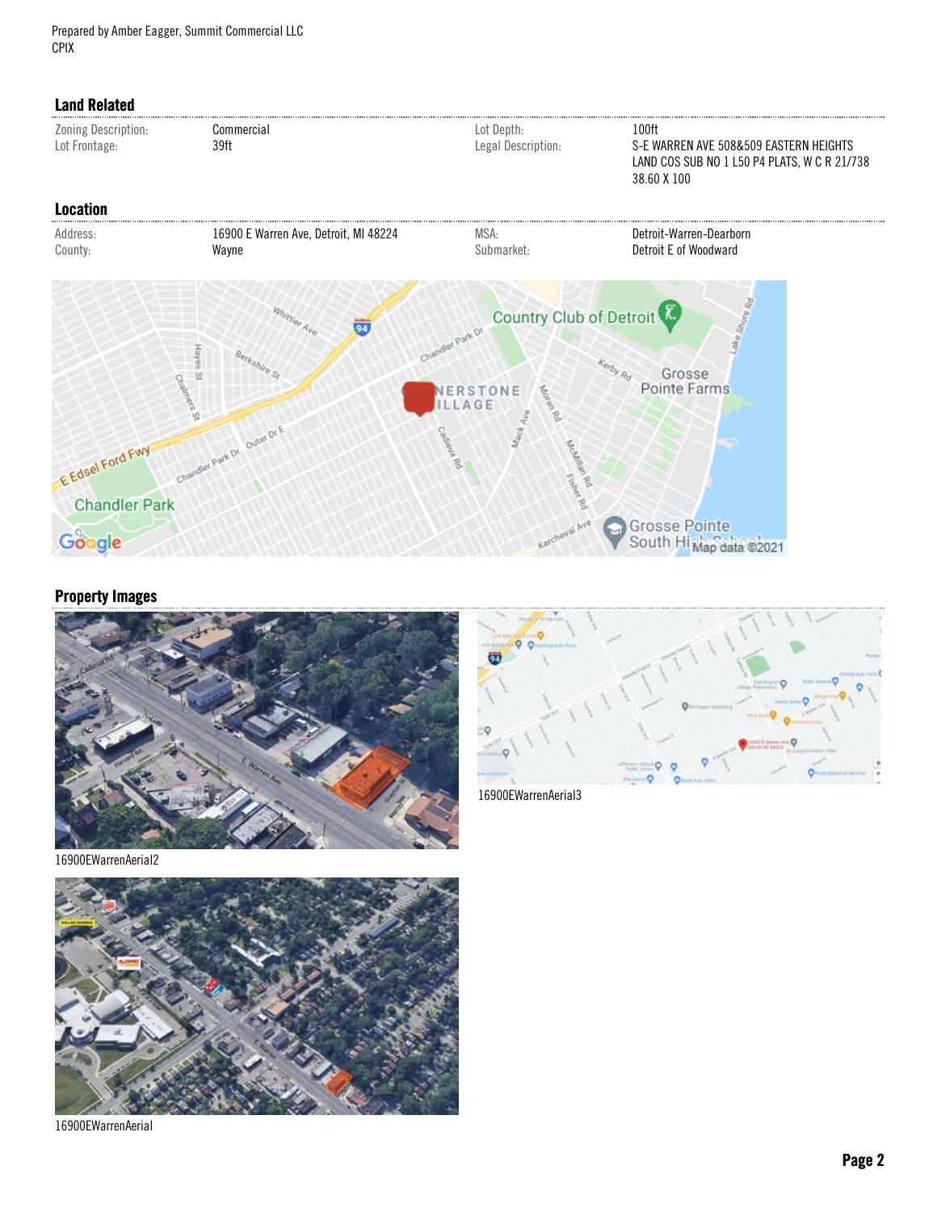Prepared by Amber Eagger, Summit Commercial LLC
CPIX

## Land Related

| | | | |
|---|---|---|---|
| Zoning Description: | Commercial | Lot Depth: | 100ft |
| Lot Frontage: | 39ft | Legal Description: | S-E WARREN AVE 508&509 EASTERN HEIGHTS LAND COS SUB NO 1 L50 P4 PLATS, W C R 21/738 38.60 X 100 |

## Location

| | | | |
|---|---|---|---|
| Address: | 16900 E Warren Ave, Detroit, MI 48224 | MSA: | Detroit-Warren-Dearborn |
| County: | Wayne | Submarket: | Detroit E of Woodward |

## Property Images

16900EWarrenAerial2

16900EWarrenAerial3

16900EWarrenAerial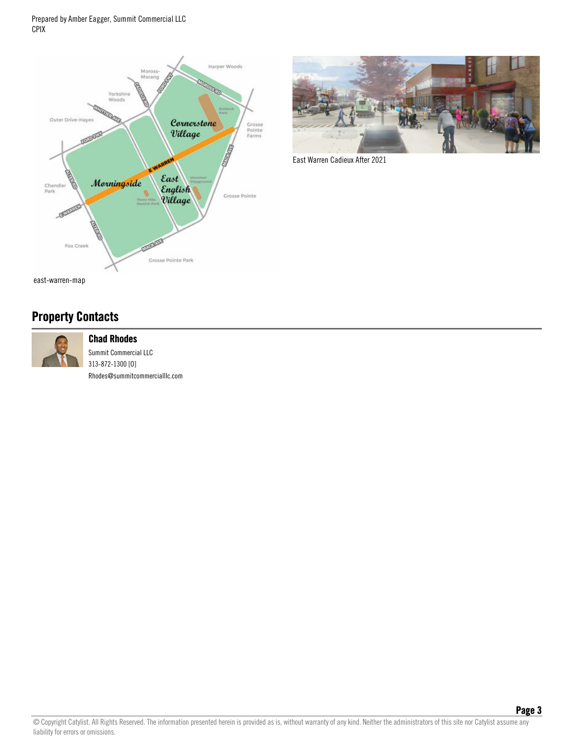Prepared by Amber Eagger, Summit Commercial LLC
CPIX

east-warren-map

East Warren Cadieux After 2021

## Property Contacts

### Chad Rhodes

Summit Commercial LLC
313-872-1300 [O]
Rhodes@summitcommercialllc.com

© Copyright Catylist. All Rights Reserved. The information presented herein is provided as is, without warranty of any kind. Neither the administrators of this site nor Catylist assume any liability for errors or omissions.